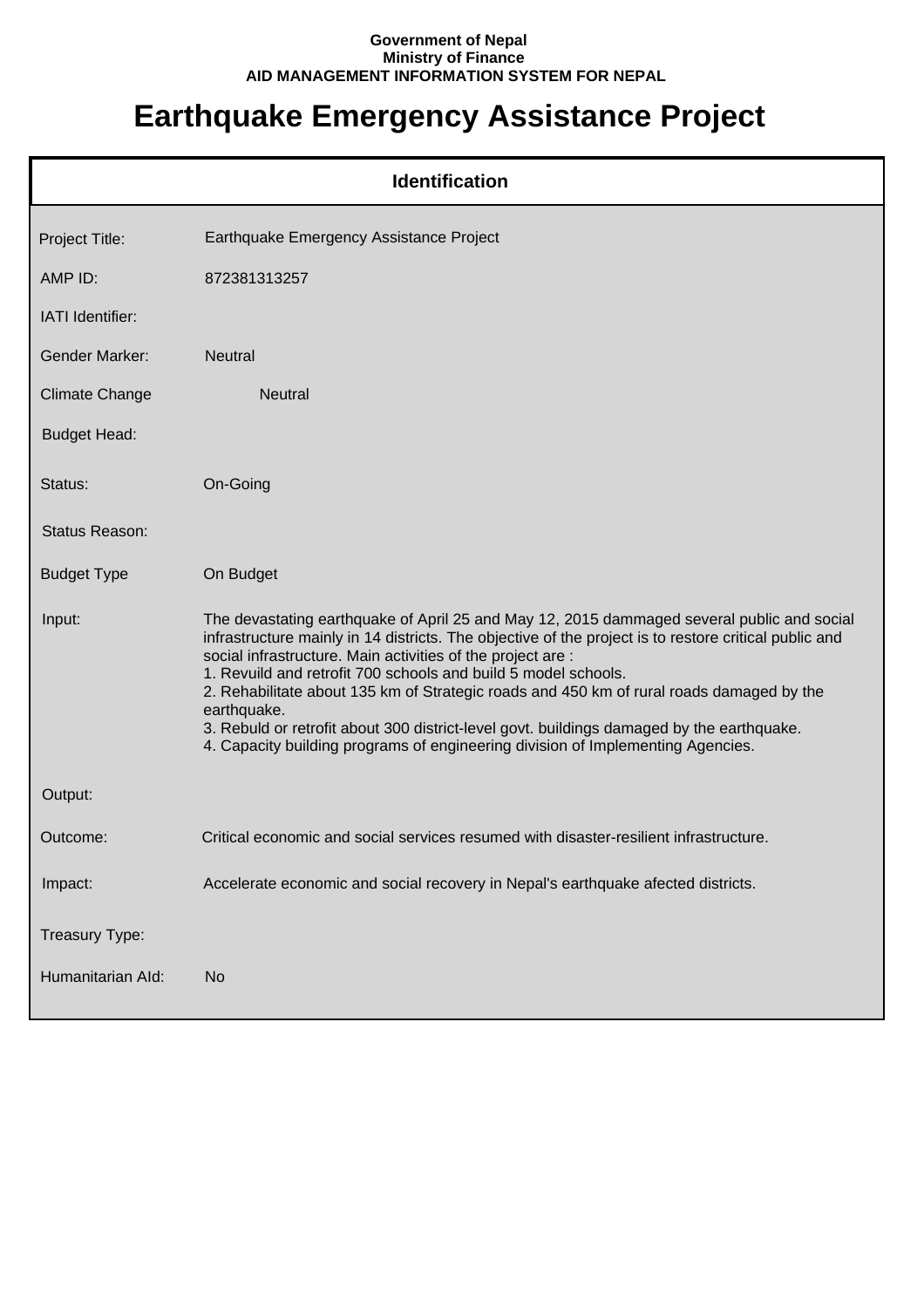**Government of Nepal**
**Ministry of Finance**
**AID MANAGEMENT INFORMATION SYSTEM FOR NEPAL**

# Earthquake Emergency Assistance Project

## Identification

| | |
|---|---|
| Project Title: | Earthquake Emergency Assistance Project |
| AMP ID: | 872381313257 |
| IATI Identifier: | |
| Gender Marker: | Neutral |
| Climate Change | Neutral |
| Budget Head: | |
| Status: | On-Going |
| Status Reason: | |
| Budget Type | On Budget |
| Input: | The devastating earthquake of April 25 and May 12, 2015 dammaged several public and social infrastructure mainly in 14 districts. The objective of the project is to restore critical public and social infrastructure. Main activities of the project are :<br>1. Revuild and retrofit 700 schools and build 5 model schools.<br>2. Rehabilitate about 135 km of Strategic roads and 450 km of rural roads damaged by the earthquake.<br>3. Rebuld or retrofit about 300 district-level govt. buildings damaged by the earthquake.<br>4. Capacity building programs of engineering division of Implementing Agencies. |
| Output: | |
| Outcome: | Critical economic and social services resumed with disaster-resilient infrastructure. |
| Impact: | Accelerate economic and social recovery in Nepal's earthquake afected districts. |
| Treasury Type: | |
| Humanitarian AId: | No |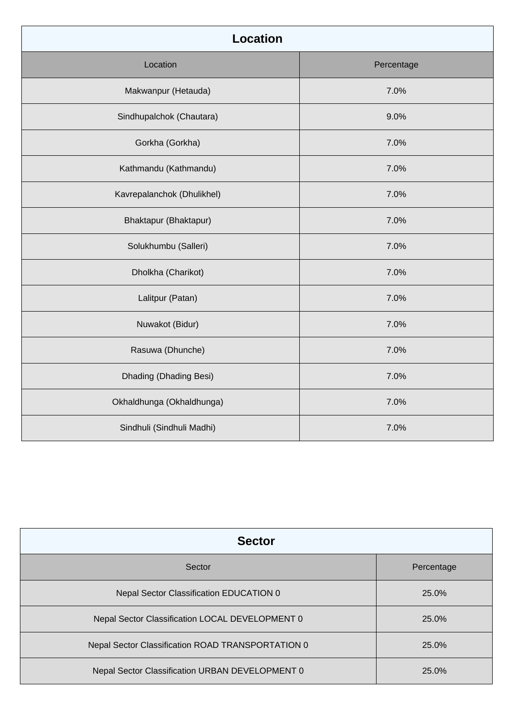## Location

| Location | Percentage |
| --- | --- |
| Makwanpur (Hetauda) | 7.0% |
| Sindhupalchok (Chautara) | 9.0% |
| Gorkha (Gorkha) | 7.0% |
| Kathmandu (Kathmandu) | 7.0% |
| Kavrepalanchok (Dhulikhel) | 7.0% |
| Bhaktapur (Bhaktapur) | 7.0% |
| Solukhumbu (Salleri) | 7.0% |
| Dholkha (Charikot) | 7.0% |
| Lalitpur (Patan) | 7.0% |
| Nuwakot (Bidur) | 7.0% |
| Rasuwa (Dhunche) | 7.0% |
| Dhading (Dhading Besi) | 7.0% |
| Okhaldhunga (Okhaldhunga) | 7.0% |
| Sindhuli (Sindhuli Madhi) | 7.0% |

## Sector

| Sector | Percentage |
| --- | --- |
| Nepal Sector Classification EDUCATION 0 | 25.0% |
| Nepal Sector Classification LOCAL DEVELOPMENT 0 | 25.0% |
| Nepal Sector Classification ROAD TRANSPORTATION 0 | 25.0% |
| Nepal Sector Classification URBAN DEVELOPMENT 0 | 25.0% |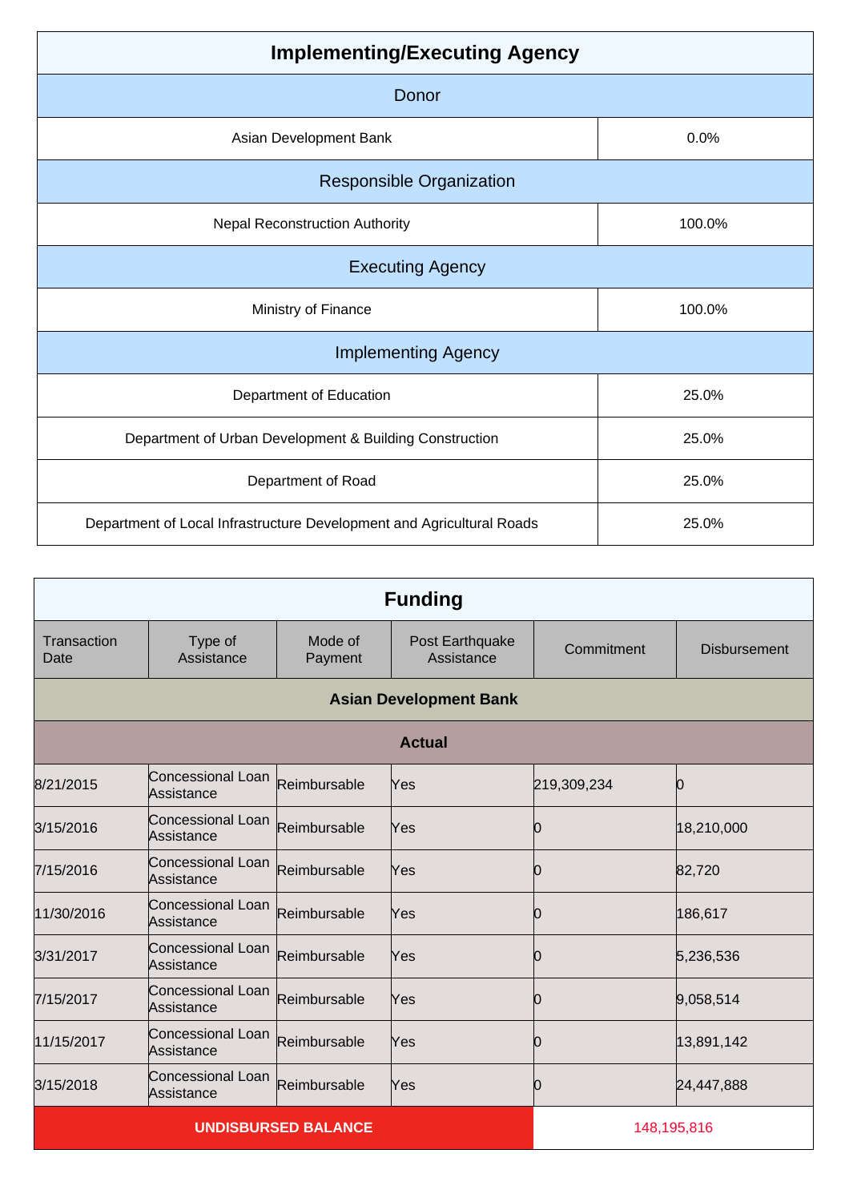| Implementing/Executing Agency | |
|---|---|
| **Donor** | |
| Asian Development Bank | 0.0% |
| **Responsible Organization** | |
| Nepal Reconstruction Authority | 100.0% |
| **Executing Agency** | |
| Ministry of Finance | 100.0% |
| **Implementing Agency** | |
| Department of Education | 25.0% |
| Department of Urban Development & Building Construction | 25.0% |
| Department of Road | 25.0% |
| Department of Local Infrastructure Development and Agricultural Roads | 25.0% |

## Funding

| Transaction Date | Type of Assistance | Mode of Payment | Post Earthquake Assistance | Commitment | Disbursement |
|---|---|---|---|---|---|
| **Asian Development Bank** | | | | | |
| **Actual** | | | | | |
| 8/21/2015 | Concessional Loan Assistance | Reimbursable | Yes | 219,309,234 | 0 |
| 3/15/2016 | Concessional Loan Assistance | Reimbursable | Yes | 0 | 18,210,000 |
| 7/15/2016 | Concessional Loan Assistance | Reimbursable | Yes | 0 | 82,720 |
| 11/30/2016 | Concessional Loan Assistance | Reimbursable | Yes | 0 | 186,617 |
| 3/31/2017 | Concessional Loan Assistance | Reimbursable | Yes | 0 | 5,236,536 |
| 7/15/2017 | Concessional Loan Assistance | Reimbursable | Yes | 0 | 9,058,514 |
| 11/15/2017 | Concessional Loan Assistance | Reimbursable | Yes | 0 | 13,891,142 |
| 3/15/2018 | Concessional Loan Assistance | Reimbursable | Yes | 0 | 24,447,888 |
| **UNDISBURSED BALANCE** | | | | 148,195,816 | |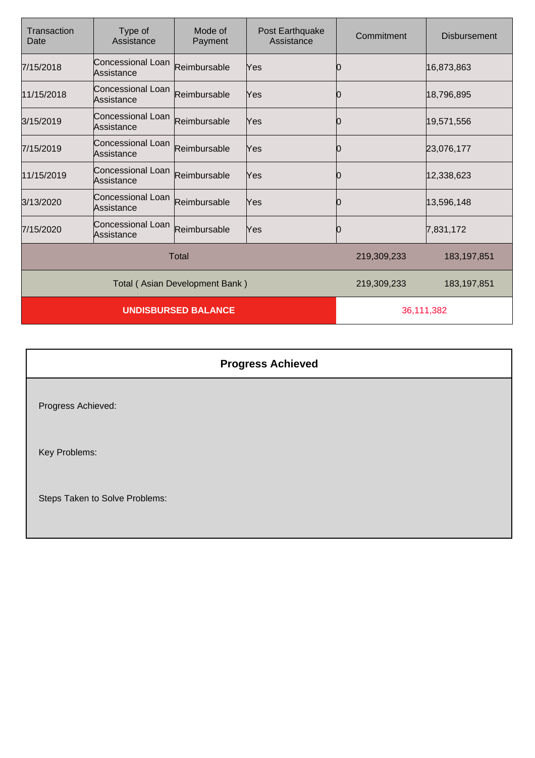| Transaction Date | Type of Assistance | Mode of Payment | Post Earthquake Assistance | Commitment | Disbursement |
| --- | --- | --- | --- | --- | --- |
| 7/15/2018 | Concessional Loan Assistance | Reimbursable | Yes | 0 | 16,873,863 |
| 11/15/2018 | Concessional Loan Assistance | Reimbursable | Yes | 0 | 18,796,895 |
| 3/15/2019 | Concessional Loan Assistance | Reimbursable | Yes | 0 | 19,571,556 |
| 7/15/2019 | Concessional Loan Assistance | Reimbursable | Yes | 0 | 23,076,177 |
| 11/15/2019 | Concessional Loan Assistance | Reimbursable | Yes | 0 | 12,338,623 |
| 3/13/2020 | Concessional Loan Assistance | Reimbursable | Yes | 0 | 13,596,148 |
| 7/15/2020 | Concessional Loan Assistance | Reimbursable | Yes | 0 | 7,831,172 |
| Total | | | | 219,309,233 | 183,197,851 |
| Total ( Asian Development Bank ) | | | | 219,309,233 | 183,197,851 |
| **UNDISBURSED BALANCE** | | | | 36,111,382 | |

## Progress Achieved

Progress Achieved:

Key Problems:

Steps Taken to Solve Problems: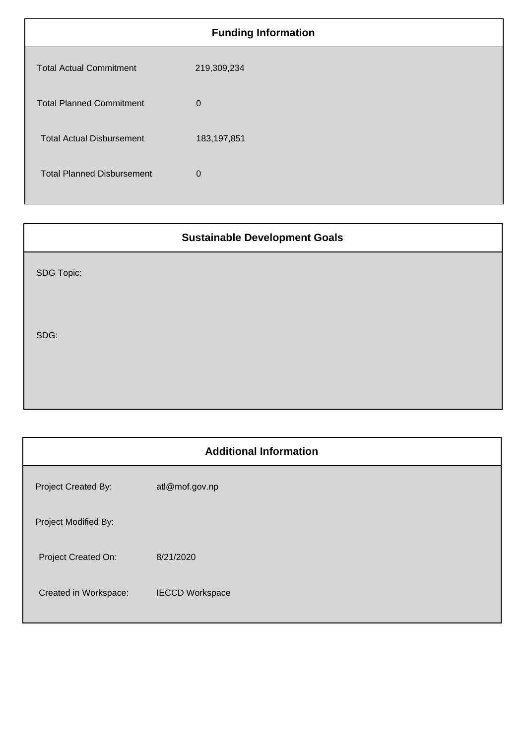## Funding Information

| | |
|---|---|
| Total Actual Commitment | 219,309,234 |
| Total Planned Commitment | 0 |
| Total Actual Disbursement | 183,197,851 |
| Total Planned Disbursement | 0 |

## Sustainable Development Goals

SDG Topic:

SDG:

## Additional Information

| | |
|---|---|
| Project Created By: | atl@mof.gov.np |
| Project Modified By: | |
| Project Created On: | 8/21/2020 |
| Created in Workspace: | IECCD Workspace |